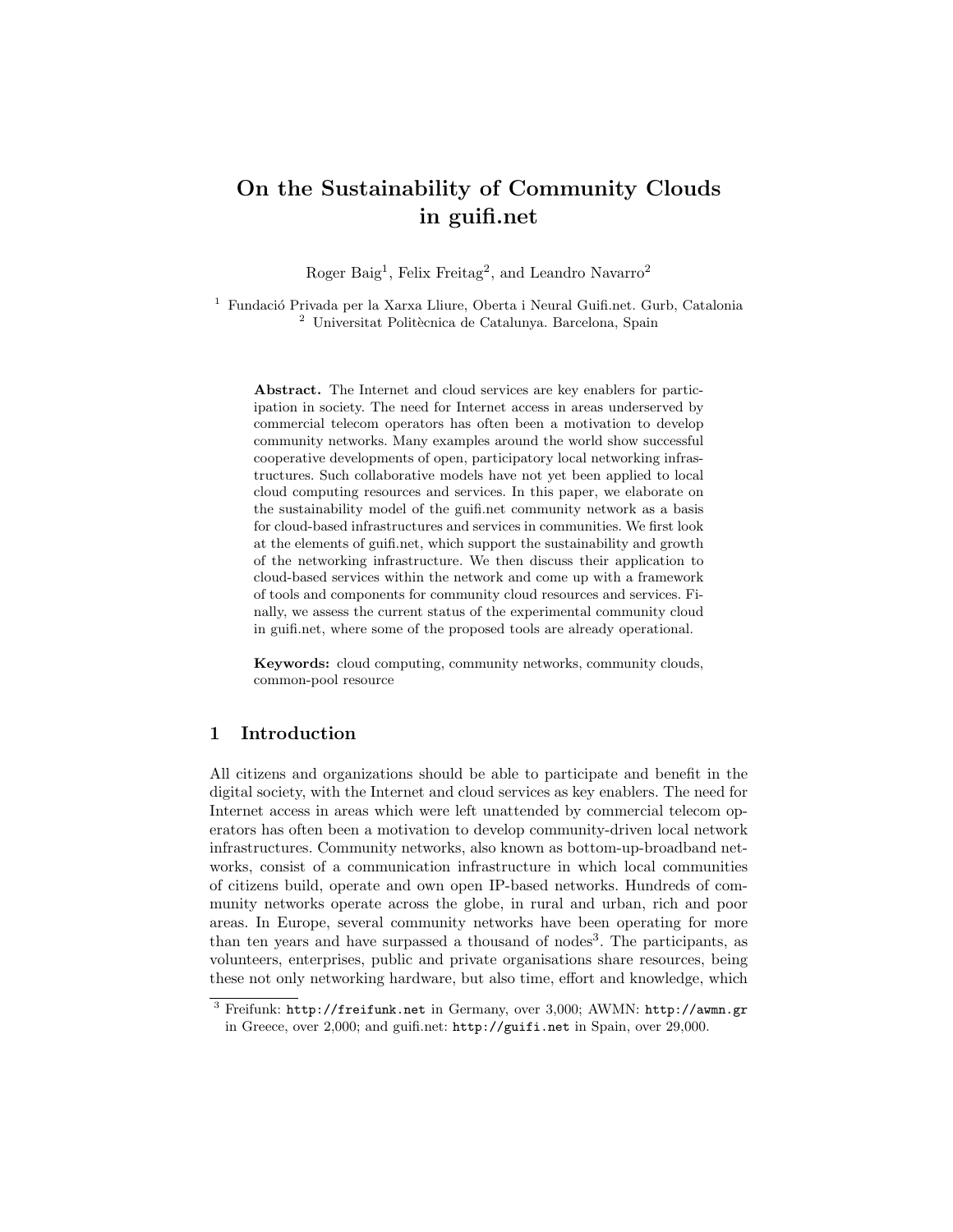# On the Sustainability of Community Clouds in guifi.net

Roger Baig[1], Felix Freitag[2], and Leandro Navarro[2]

[1] Fundació Privada per la Xarxa Lliure, Oberta i Neural Guifi.net. Gurb, Catalonia
[2] Universitat Politècnica de Catalunya. Barcelona, Spain

**Abstract.** The Internet and cloud services are key enablers for participation in society. The need for Internet access in areas underserved by commercial telecom operators has often been a motivation to develop community networks. Many examples around the world show successful cooperative developments of open, participatory local networking infrastructures. Such collaborative models have not yet been applied to local cloud computing resources and services. In this paper, we elaborate on the sustainability model of the guifi.net community network as a basis for cloud-based infrastructures and services in communities. We first look at the elements of guifi.net, which support the sustainability and growth of the networking infrastructure. We then discuss their application to cloud-based services within the network and come up with a framework of tools and components for community cloud resources and services. Finally, we assess the current status of the experimental community cloud in guifi.net, where some of the proposed tools are already operational.

**Keywords:** cloud computing, community networks, community clouds, common-pool resource

## 1 Introduction

All citizens and organizations should be able to participate and benefit in the digital society, with the Internet and cloud services as key enablers. The need for Internet access in areas which were left unattended by commercial telecom operators has often been a motivation to develop community-driven local network infrastructures. Community networks, also known as bottom-up-broadband networks, consist of a communication infrastructure in which local communities of citizens build, operate and own open IP-based networks. Hundreds of community networks operate across the globe, in rural and urban, rich and poor areas. In Europe, several community networks have been operating for more than ten years and have surpassed a thousand of nodes[3]. The participants, as volunteers, enterprises, public and private organisations share resources, being these not only networking hardware, but also time, effort and knowledge, which

[3] Freifunk: `http://freifunk.net` in Germany, over 3,000; AWMN: `http://awmn.gr` in Greece, over 2,000; and guifi.net: `http://guifi.net` in Spain, over 29,000.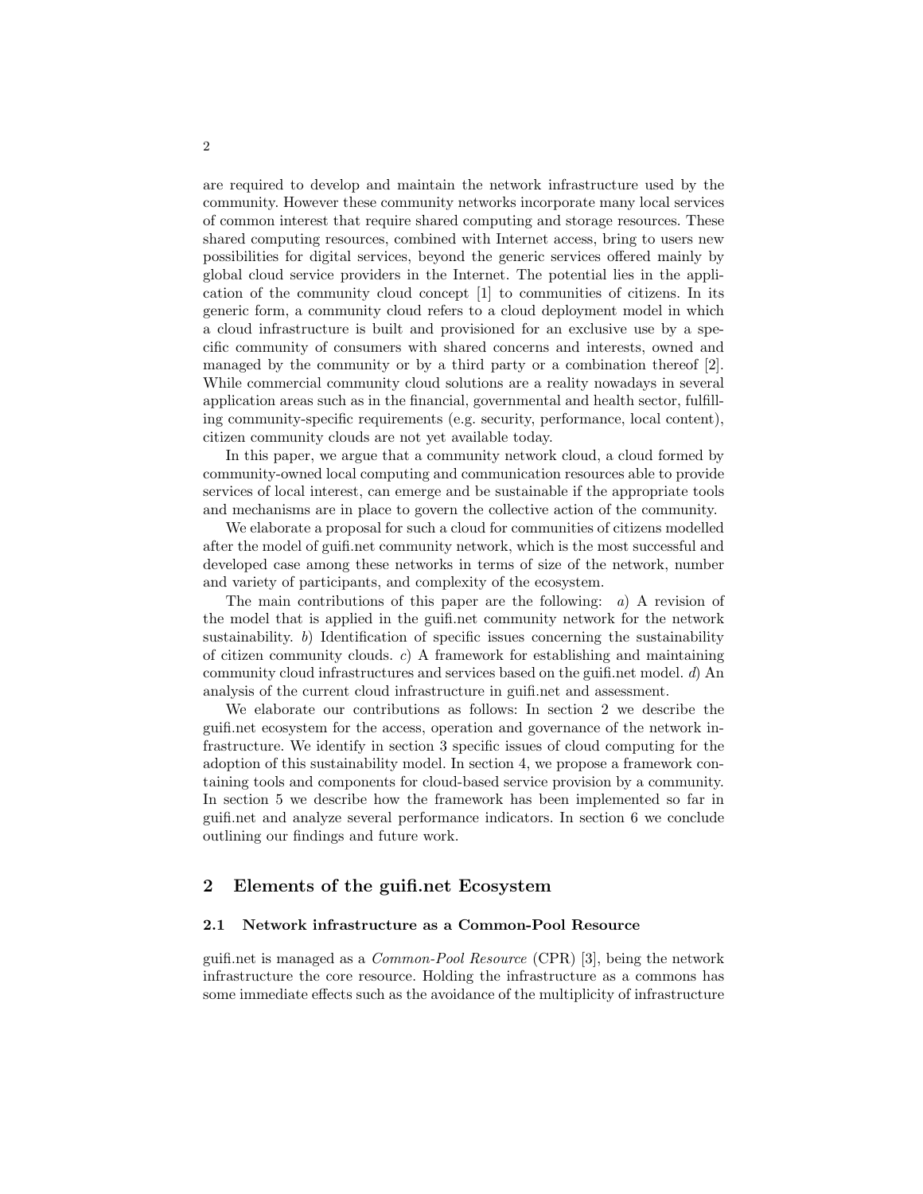are required to develop and maintain the network infrastructure used by the community. However these community networks incorporate many local services of common interest that require shared computing and storage resources. These shared computing resources, combined with Internet access, bring to users new possibilities for digital services, beyond the generic services offered mainly by global cloud service providers in the Internet. The potential lies in the application of the community cloud concept [1] to communities of citizens. In its generic form, a community cloud refers to a cloud deployment model in which a cloud infrastructure is built and provisioned for an exclusive use by a specific community of consumers with shared concerns and interests, owned and managed by the community or by a third party or a combination thereof [2]. While commercial community cloud solutions are a reality nowadays in several application areas such as in the financial, governmental and health sector, fulfilling community-specific requirements (e.g. security, performance, local content), citizen community clouds are not yet available today.

In this paper, we argue that a community network cloud, a cloud formed by community-owned local computing and communication resources able to provide services of local interest, can emerge and be sustainable if the appropriate tools and mechanisms are in place to govern the collective action of the community.

We elaborate a proposal for such a cloud for communities of citizens modelled after the model of guifi.net community network, which is the most successful and developed case among these networks in terms of size of the network, number and variety of participants, and complexity of the ecosystem.

The main contributions of this paper are the following: *a*) A revision of the model that is applied in the guifi.net community network for the network sustainability. *b*) Identification of specific issues concerning the sustainability of citizen community clouds. *c*) A framework for establishing and maintaining community cloud infrastructures and services based on the guifi.net model. *d*) An analysis of the current cloud infrastructure in guifi.net and assessment.

We elaborate our contributions as follows: In section 2 we describe the guifi.net ecosystem for the access, operation and governance of the network infrastructure. We identify in section 3 specific issues of cloud computing for the adoption of this sustainability model. In section 4, we propose a framework containing tools and components for cloud-based service provision by a community. In section 5 we describe how the framework has been implemented so far in guifi.net and analyze several performance indicators. In section 6 we conclude outlining our findings and future work.

## 2 Elements of the guifi.net Ecosystem

### 2.1 Network infrastructure as a Common-Pool Resource

guifi.net is managed as a *Common-Pool Resource* (CPR) [3], being the network infrastructure the core resource. Holding the infrastructure as a commons has some immediate effects such as the avoidance of the multiplicity of infrastructure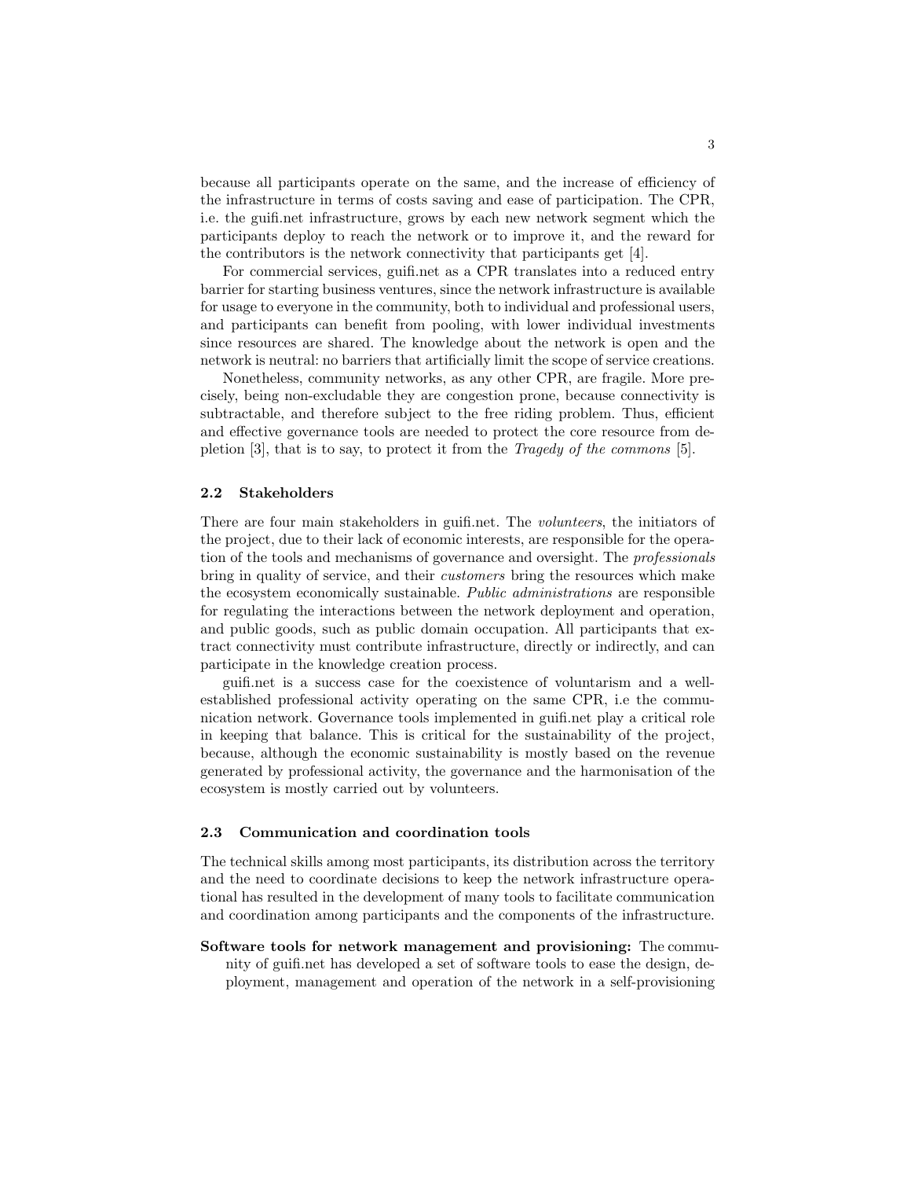because all participants operate on the same, and the increase of efficiency of the infrastructure in terms of costs saving and ease of participation. The CPR, i.e. the guifi.net infrastructure, grows by each new network segment which the participants deploy to reach the network or to improve it, and the reward for the contributors is the network connectivity that participants get [4].

For commercial services, guifi.net as a CPR translates into a reduced entry barrier for starting business ventures, since the network infrastructure is available for usage to everyone in the community, both to individual and professional users, and participants can benefit from pooling, with lower individual investments since resources are shared. The knowledge about the network is open and the network is neutral: no barriers that artificially limit the scope of service creations.

Nonetheless, community networks, as any other CPR, are fragile. More precisely, being non-excludable they are congestion prone, because connectivity is subtractable, and therefore subject to the free riding problem. Thus, efficient and effective governance tools are needed to protect the core resource from depletion [3], that is to say, to protect it from the *Tragedy of the commons* [5].

### 2.2 Stakeholders

There are four main stakeholders in guifi.net. The *volunteers*, the initiators of the project, due to their lack of economic interests, are responsible for the operation of the tools and mechanisms of governance and oversight. The *professionals* bring in quality of service, and their *customers* bring the resources which make the ecosystem economically sustainable. *Public administrations* are responsible for regulating the interactions between the network deployment and operation, and public goods, such as public domain occupation. All participants that extract connectivity must contribute infrastructure, directly or indirectly, and can participate in the knowledge creation process.

guifi.net is a success case for the coexistence of voluntarism and a well-established professional activity operating on the same CPR, i.e the communication network. Governance tools implemented in guifi.net play a critical role in keeping that balance. This is critical for the sustainability of the project, because, although the economic sustainability is mostly based on the revenue generated by professional activity, the governance and the harmonisation of the ecosystem is mostly carried out by volunteers.

### 2.3 Communication and coordination tools

The technical skills among most participants, its distribution across the territory and the need to coordinate decisions to keep the network infrastructure operational has resulted in the development of many tools to facilitate communication and coordination among participants and the components of the infrastructure.

**Software tools for network management and provisioning:** The community of guifi.net has developed a set of software tools to ease the design, deployment, management and operation of the network in a self-provisioning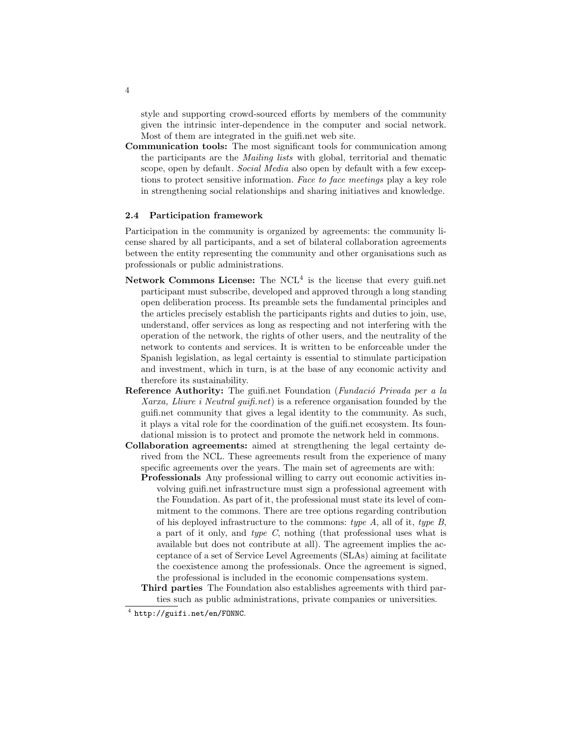style and supporting crowd-sourced efforts by members of the community given the intrinsic inter-dependence in the computer and social network. Most of them are integrated in the guifi.net web site.

**Communication tools:** The most significant tools for communication among the participants are the *Mailing lists* with global, territorial and thematic scope, open by default. *Social Media* also open by default with a few exceptions to protect sensitive information. *Face to face meetings* play a key role in strengthening social relationships and sharing initiatives and knowledge.

### 2.4 Participation framework

Participation in the community is organized by agreements: the community license shared by all participants, and a set of bilateral collaboration agreements between the entity representing the community and other organisations such as professionals or public administrations.

**Network Commons License:** The NCL[4] is the license that every guifi.net participant must subscribe, developed and approved through a long standing open deliberation process. Its preamble sets the fundamental principles and the articles precisely establish the participants rights and duties to join, use, understand, offer services as long as respecting and not interfering with the operation of the network, the rights of other users, and the neutrality of the network to contents and services. It is written to be enforceable under the Spanish legislation, as legal certainty is essential to stimulate participation and investment, which in turn, is at the base of any economic activity and therefore its sustainability.

**Reference Authority:** The guifi.net Foundation (*Fundació Privada per a la Xarxa, Lliure i Neutral guifi.net*) is a reference organisation founded by the guifi.net community that gives a legal identity to the community. As such, it plays a vital role for the coordination of the guifi.net ecosystem. Its foundational mission is to protect and promote the network held in commons.

**Collaboration agreements:** aimed at strengthening the legal certainty derived from the NCL. These agreements result from the experience of many specific agreements over the years. The main set of agreements are with:

- **Professionals** Any professional willing to carry out economic activities involving guifi.net infrastructure must sign a professional agreement with the Foundation. As part of it, the professional must state its level of commitment to the commons. There are tree options regarding contribution of his deployed infrastructure to the commons: *type A*, all of it, *type B*, a part of it only, and *type C*, nothing (that professional uses what is available but does not contribute at all). The agreement implies the acceptance of a set of Service Level Agreements (SLAs) aiming at facilitate the coexistence among the professionals. Once the agreement is signed, the professional is included in the economic compensations system.
- **Third parties** The Foundation also establishes agreements with third parties such as public administrations, private companies or universities.

[4] `http://guifi.net/en/FONNC`.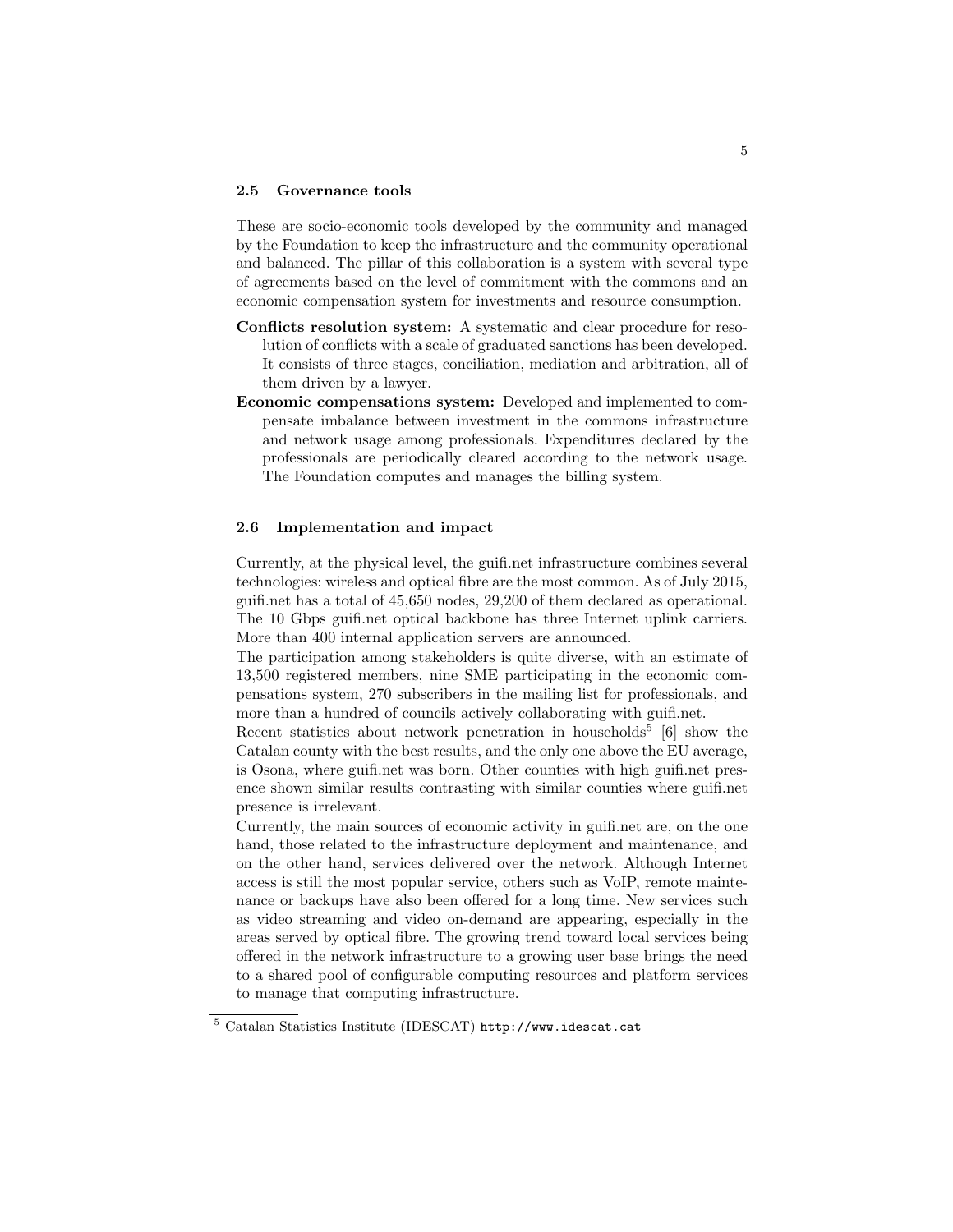### 2.5 Governance tools

These are socio-economic tools developed by the community and managed by the Foundation to keep the infrastructure and the community operational and balanced. The pillar of this collaboration is a system with several type of agreements based on the level of commitment with the commons and an economic compensation system for investments and resource consumption.

**Conflicts resolution system:** A systematic and clear procedure for resolution of conflicts with a scale of graduated sanctions has been developed. It consists of three stages, conciliation, mediation and arbitration, all of them driven by a lawyer.

**Economic compensations system:** Developed and implemented to compensate imbalance between investment in the commons infrastructure and network usage among professionals. Expenditures declared by the professionals are periodically cleared according to the network usage. The Foundation computes and manages the billing system.

### 2.6 Implementation and impact

Currently, at the physical level, the guifi.net infrastructure combines several technologies: wireless and optical fibre are the most common. As of July 2015, guifi.net has a total of 45,650 nodes, 29,200 of them declared as operational. The 10 Gbps guifi.net optical backbone has three Internet uplink carriers. More than 400 internal application servers are announced.

The participation among stakeholders is quite diverse, with an estimate of 13,500 registered members, nine SME participating in the economic compensations system, 270 subscribers in the mailing list for professionals, and more than a hundred of councils actively collaborating with guifi.net.

Recent statistics about network penetration in households[5] [6] show the Catalan county with the best results, and the only one above the EU average, is Osona, where guifi.net was born. Other counties with high guifi.net presence shown similar results contrasting with similar counties where guifi.net presence is irrelevant.

Currently, the main sources of economic activity in guifi.net are, on the one hand, those related to the infrastructure deployment and maintenance, and on the other hand, services delivered over the network. Although Internet access is still the most popular service, others such as VoIP, remote maintenance or backups have also been offered for a long time. New services such as video streaming and video on-demand are appearing, especially in the areas served by optical fibre. The growing trend toward local services being offered in the network infrastructure to a growing user base brings the need to a shared pool of configurable computing resources and platform services to manage that computing infrastructure.

[5] Catalan Statistics Institute (IDESCAT) `http://www.idescat.cat`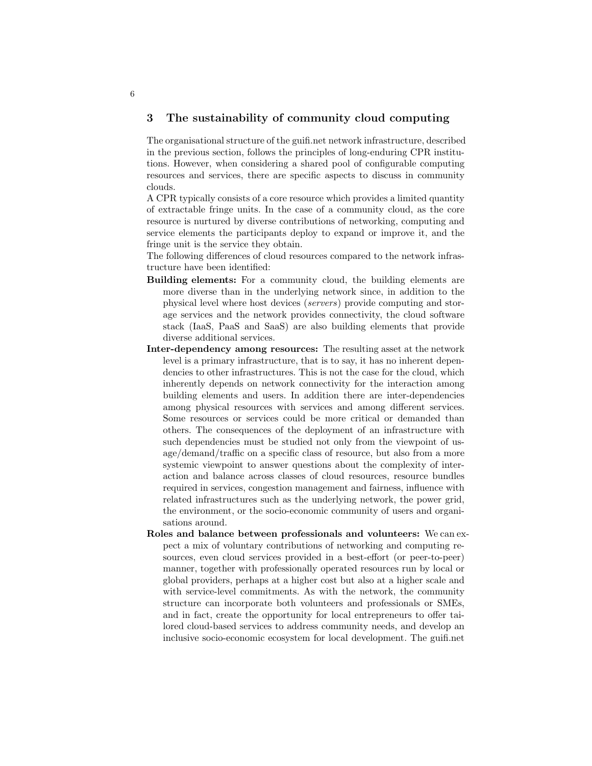## 3 The sustainability of community cloud computing

The organisational structure of the guifi.net network infrastructure, described in the previous section, follows the principles of long-enduring CPR institutions. However, when considering a shared pool of configurable computing resources and services, there are specific aspects to discuss in community clouds.

A CPR typically consists of a core resource which provides a limited quantity of extractable fringe units. In the case of a community cloud, as the core resource is nurtured by diverse contributions of networking, computing and service elements the participants deploy to expand or improve it, and the fringe unit is the service they obtain.

The following differences of cloud resources compared to the network infrastructure have been identified:

**Building elements:** For a community cloud, the building elements are more diverse than in the underlying network since, in addition to the physical level where host devices (*servers*) provide computing and storage services and the network provides connectivity, the cloud software stack (IaaS, PaaS and SaaS) are also building elements that provide diverse additional services.

**Inter-dependency among resources:** The resulting asset at the network level is a primary infrastructure, that is to say, it has no inherent dependencies to other infrastructures. This is not the case for the cloud, which inherently depends on network connectivity for the interaction among building elements and users. In addition there are inter-dependencies among physical resources with services and among different services. Some resources or services could be more critical or demanded than others. The consequences of the deployment of an infrastructure with such dependencies must be studied not only from the viewpoint of usage/demand/traffic on a specific class of resource, but also from a more systemic viewpoint to answer questions about the complexity of interaction and balance across classes of cloud resources, resource bundles required in services, congestion management and fairness, influence with related infrastructures such as the underlying network, the power grid, the environment, or the socio-economic community of users and organisations around.

**Roles and balance between professionals and volunteers:** We can expect a mix of voluntary contributions of networking and computing resources, even cloud services provided in a best-effort (or peer-to-peer) manner, together with professionally operated resources run by local or global providers, perhaps at a higher cost but also at a higher scale and with service-level commitments. As with the network, the community structure can incorporate both volunteers and professionals or SMEs, and in fact, create the opportunity for local entrepreneurs to offer tailored cloud-based services to address community needs, and develop an inclusive socio-economic ecosystem for local development. The guifi.net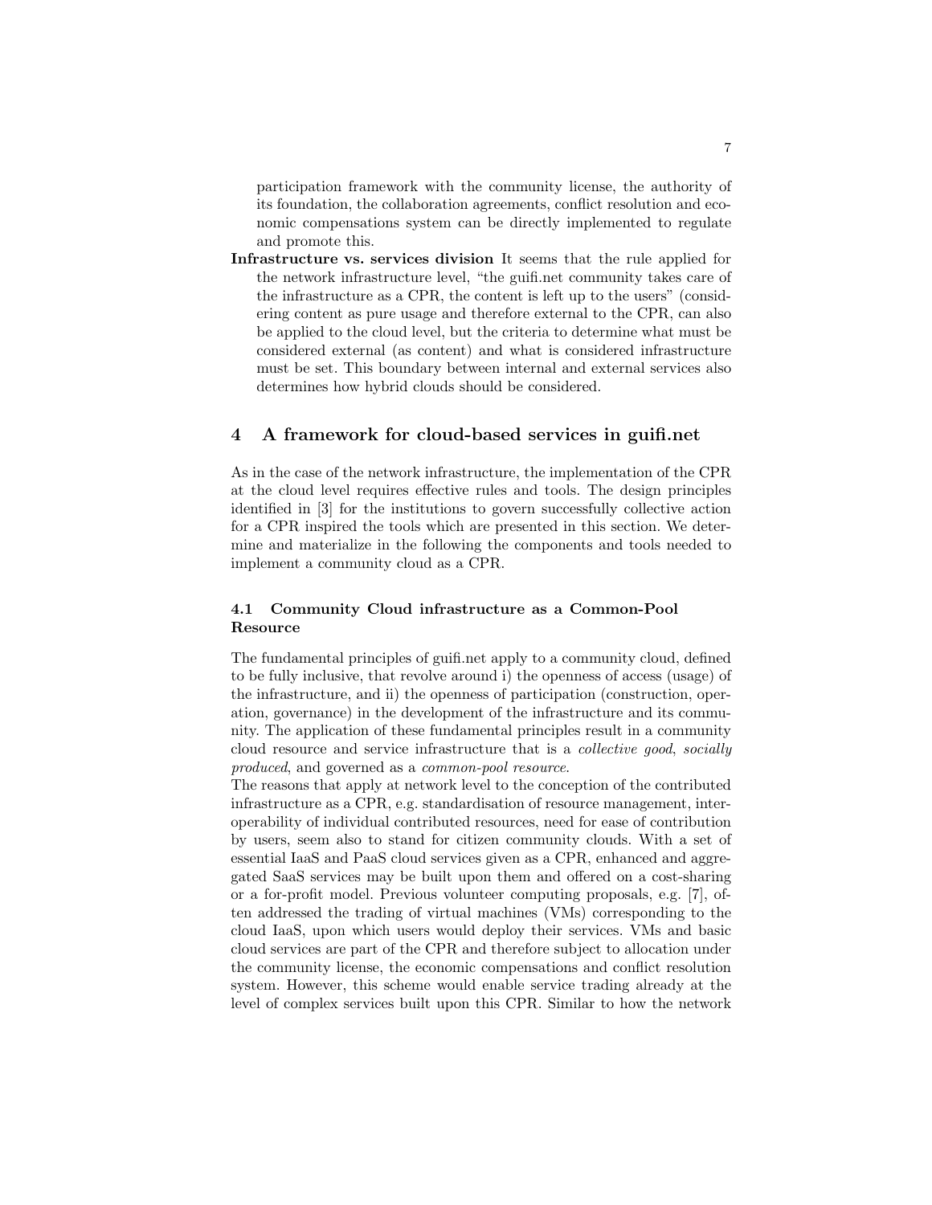participation framework with the community license, the authority of its foundation, the collaboration agreements, conflict resolution and economic compensations system can be directly implemented to regulate and promote this.

**Infrastructure vs. services division** It seems that the rule applied for the network infrastructure level, "the guifi.net community takes care of the infrastructure as a CPR, the content is left up to the users" (considering content as pure usage and therefore external to the CPR, can also be applied to the cloud level, but the criteria to determine what must be considered external (as content) and what is considered infrastructure must be set. This boundary between internal and external services also determines how hybrid clouds should be considered.

## 4 A framework for cloud-based services in guifi.net

As in the case of the network infrastructure, the implementation of the CPR at the cloud level requires effective rules and tools. The design principles identified in [3] for the institutions to govern successfully collective action for a CPR inspired the tools which are presented in this section. We determine and materialize in the following the components and tools needed to implement a community cloud as a CPR.

### 4.1 Community Cloud infrastructure as a Common-Pool Resource

The fundamental principles of guifi.net apply to a community cloud, defined to be fully inclusive, that revolve around i) the openness of access (usage) of the infrastructure, and ii) the openness of participation (construction, operation, governance) in the development of the infrastructure and its community. The application of these fundamental principles result in a community cloud resource and service infrastructure that is a *collective good*, *socially produced*, and governed as a *common-pool resource*.

The reasons that apply at network level to the conception of the contributed infrastructure as a CPR, e.g. standardisation of resource management, interoperability of individual contributed resources, need for ease of contribution by users, seem also to stand for citizen community clouds. With a set of essential IaaS and PaaS cloud services given as a CPR, enhanced and aggregated SaaS services may be built upon them and offered on a cost-sharing or a for-profit model. Previous volunteer computing proposals, e.g. [7], often addressed the trading of virtual machines (VMs) corresponding to the cloud IaaS, upon which users would deploy their services. VMs and basic cloud services are part of the CPR and therefore subject to allocation under the community license, the economic compensations and conflict resolution system. However, this scheme would enable service trading already at the level of complex services built upon this CPR. Similar to how the network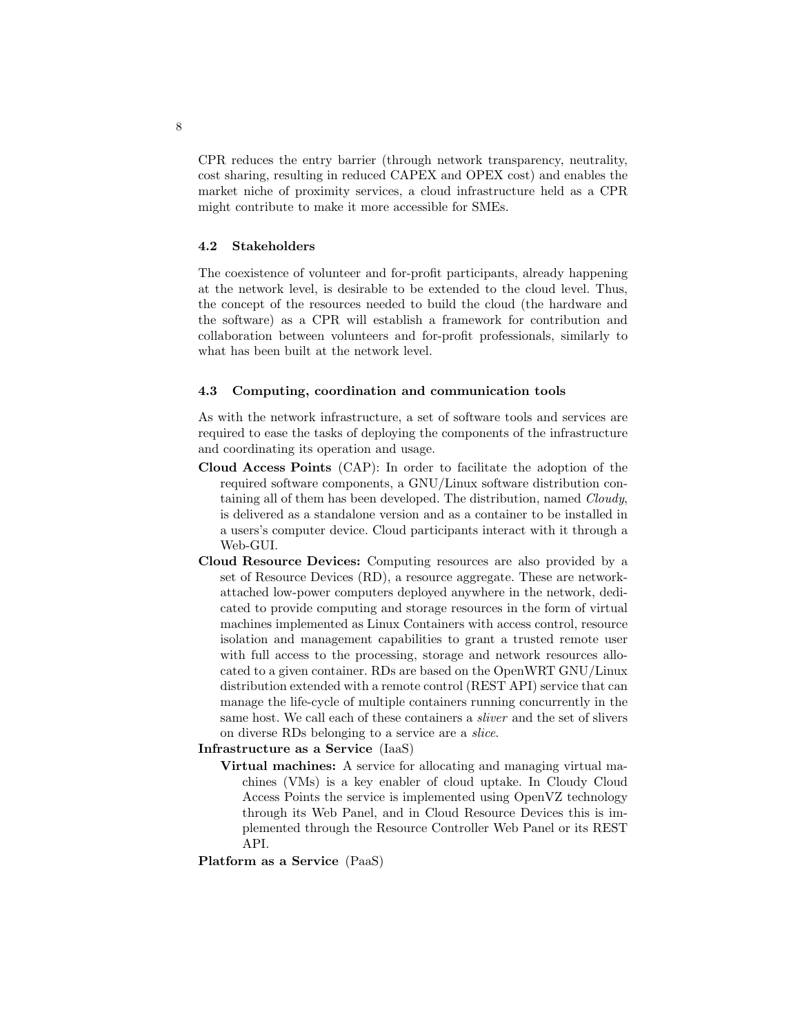CPR reduces the entry barrier (through network transparency, neutrality, cost sharing, resulting in reduced CAPEX and OPEX cost) and enables the market niche of proximity services, a cloud infrastructure held as a CPR might contribute to make it more accessible for SMEs.

### 4.2 Stakeholders

The coexistence of volunteer and for-profit participants, already happening at the network level, is desirable to be extended to the cloud level. Thus, the concept of the resources needed to build the cloud (the hardware and the software) as a CPR will establish a framework for contribution and collaboration between volunteers and for-profit professionals, similarly to what has been built at the network level.

### 4.3 Computing, coordination and communication tools

As with the network infrastructure, a set of software tools and services are required to ease the tasks of deploying the components of the infrastructure and coordinating its operation and usage.

- **Cloud Access Points** (CAP): In order to facilitate the adoption of the required software components, a GNU/Linux software distribution containing all of them has been developed. The distribution, named *Cloudy*, is delivered as a standalone version and as a container to be installed in a users's computer device. Cloud participants interact with it through a Web-GUI.
- **Cloud Resource Devices:** Computing resources are also provided by a set of Resource Devices (RD), a resource aggregate. These are network-attached low-power computers deployed anywhere in the network, dedicated to provide computing and storage resources in the form of virtual machines implemented as Linux Containers with access control, resource isolation and management capabilities to grant a trusted remote user with full access to the processing, storage and network resources allocated to a given container. RDs are based on the OpenWRT GNU/Linux distribution extended with a remote control (REST API) service that can manage the life-cycle of multiple containers running concurrently in the same host. We call each of these containers a *sliver* and the set of slivers on diverse RDs belonging to a service are a *slice*.
- **Infrastructure as a Service** (IaaS)
  - **Virtual machines:** A service for allocating and managing virtual machines (VMs) is a key enabler of cloud uptake. In Cloudy Cloud Access Points the service is implemented using OpenVZ technology through its Web Panel, and in Cloud Resource Devices this is implemented through the Resource Controller Web Panel or its REST API.
- **Platform as a Service** (PaaS)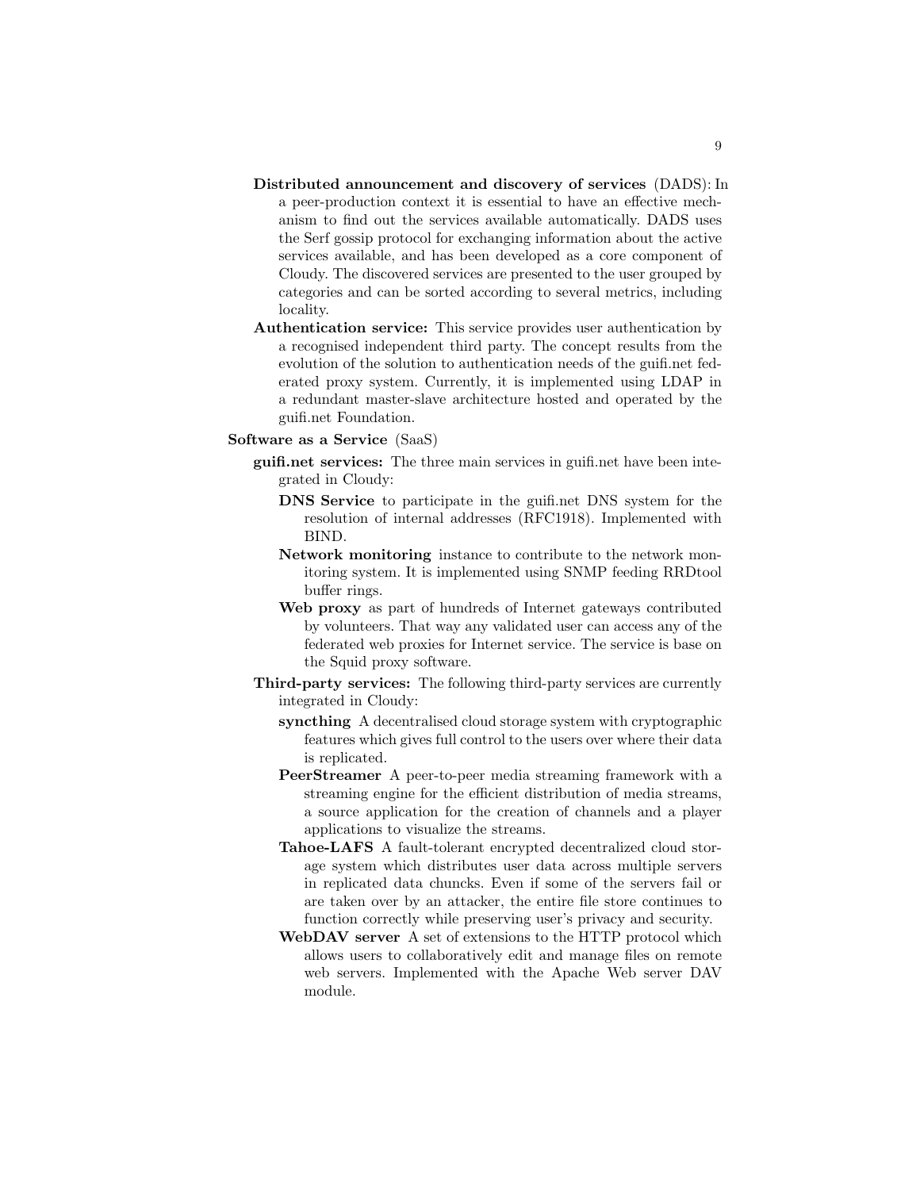- **Distributed announcement and discovery of services** (DADS): In a peer-production context it is essential to have an effective mechanism to find out the services available automatically. DADS uses the Serf gossip protocol for exchanging information about the active services available, and has been developed as a core component of Cloudy. The discovered services are presented to the user grouped by categories and can be sorted according to several metrics, including locality.
- **Authentication service:** This service provides user authentication by a recognised independent third party. The concept results from the evolution of the solution to authentication needs of the guifi.net federated proxy system. Currently, it is implemented using LDAP in a redundant master-slave architecture hosted and operated by the guifi.net Foundation.

**Software as a Service** (SaaS)

- **guifi.net services:** The three main services in guifi.net have been integrated in Cloudy:
  - **DNS Service** to participate in the guifi.net DNS system for the resolution of internal addresses (RFC1918). Implemented with BIND.
  - **Network monitoring** instance to contribute to the network monitoring system. It is implemented using SNMP feeding RRDtool buffer rings.
  - **Web proxy** as part of hundreds of Internet gateways contributed by volunteers. That way any validated user can access any of the federated web proxies for Internet service. The service is base on the Squid proxy software.
- **Third-party services:** The following third-party services are currently integrated in Cloudy:
  - **syncthing** A decentralised cloud storage system with cryptographic features which gives full control to the users over where their data is replicated.
  - **PeerStreamer** A peer-to-peer media streaming framework with a streaming engine for the efficient distribution of media streams, a source application for the creation of channels and a player applications to visualize the streams.
  - **Tahoe-LAFS** A fault-tolerant encrypted decentralized cloud storage system which distributes user data across multiple servers in replicated data chuncks. Even if some of the servers fail or are taken over by an attacker, the entire file store continues to function correctly while preserving user's privacy and security.
  - **WebDAV server** A set of extensions to the HTTP protocol which allows users to collaboratively edit and manage files on remote web servers. Implemented with the Apache Web server DAV module.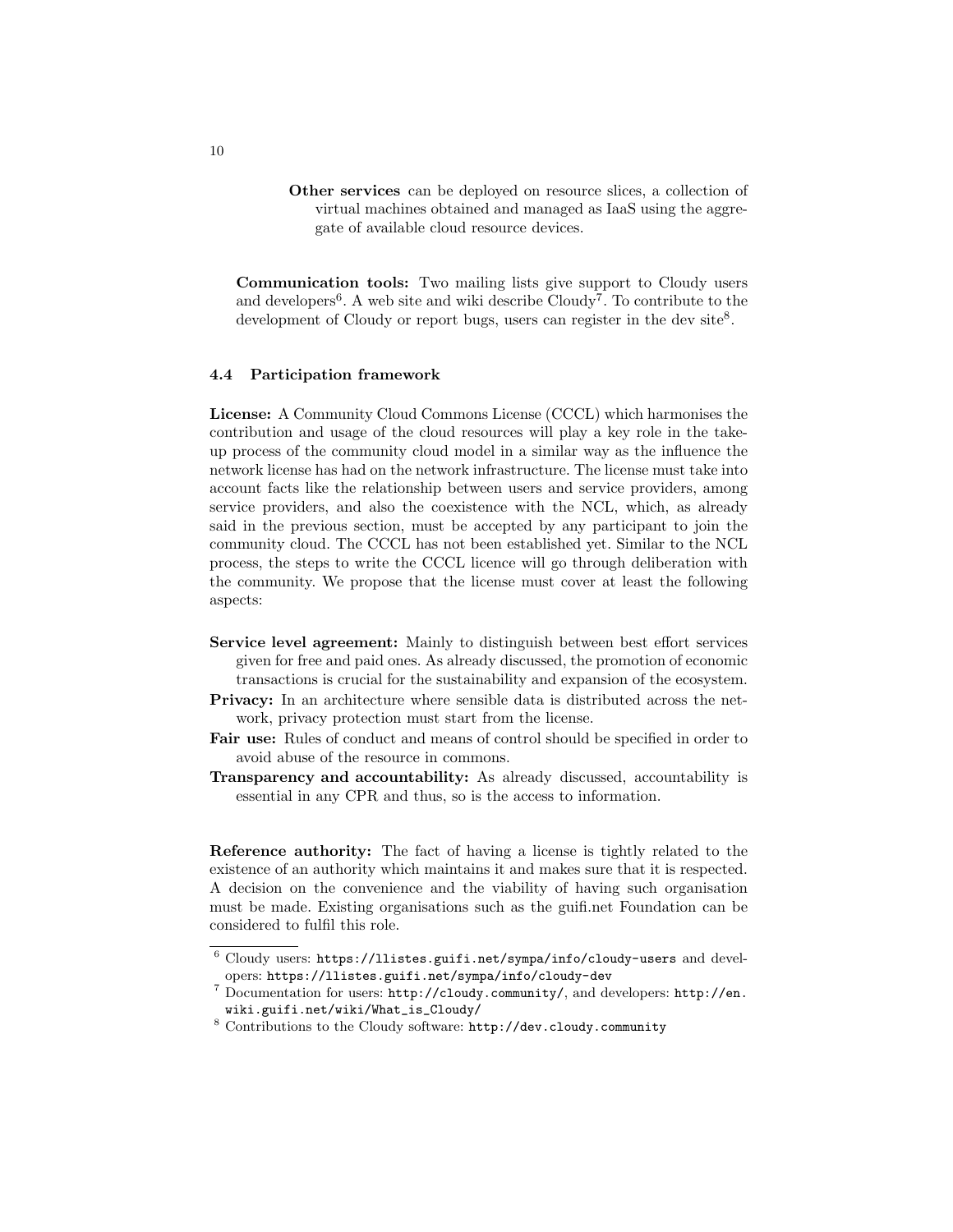**Other services** can be deployed on resource slices, a collection of virtual machines obtained and managed as IaaS using the aggregate of available cloud resource devices.

**Communication tools:** Two mailing lists give support to Cloudy users and developers[6]. A web site and wiki describe Cloudy[7]. To contribute to the development of Cloudy or report bugs, users can register in the dev site[8].

### 4.4 Participation framework

**License:** A Community Cloud Commons License (CCCL) which harmonises the contribution and usage of the cloud resources will play a key role in the take-up process of the community cloud model in a similar way as the influence the network license has had on the network infrastructure. The license must take into account facts like the relationship between users and service providers, among service providers, and also the coexistence with the NCL, which, as already said in the previous section, must be accepted by any participant to join the community cloud. The CCCL has not been established yet. Similar to the NCL process, the steps to write the CCCL licence will go through deliberation with the community. We propose that the license must cover at least the following aspects:

- **Service level agreement:** Mainly to distinguish between best effort services given for free and paid ones. As already discussed, the promotion of economic transactions is crucial for the sustainability and expansion of the ecosystem.
- **Privacy:** In an architecture where sensible data is distributed across the network, privacy protection must start from the license.
- **Fair use:** Rules of conduct and means of control should be specified in order to avoid abuse of the resource in commons.
- **Transparency and accountability:** As already discussed, accountability is essential in any CPR and thus, so is the access to information.

**Reference authority:** The fact of having a license is tightly related to the existence of an authority which maintains it and makes sure that it is respected. A decision on the convenience and the viability of having such organisation must be made. Existing organisations such as the guifi.net Foundation can be considered to fulfil this role.

---

[6] Cloudy users: `https://llistes.guifi.net/sympa/info/cloudy-users` and developers: `https://llistes.guifi.net/sympa/info/cloudy-dev`

[7] Documentation for users: `http://cloudy.community/`, and developers: `http://en.wiki.guifi.net/wiki/What_is_Cloudy/`

[8] Contributions to the Cloudy software: `http://dev.cloudy.community`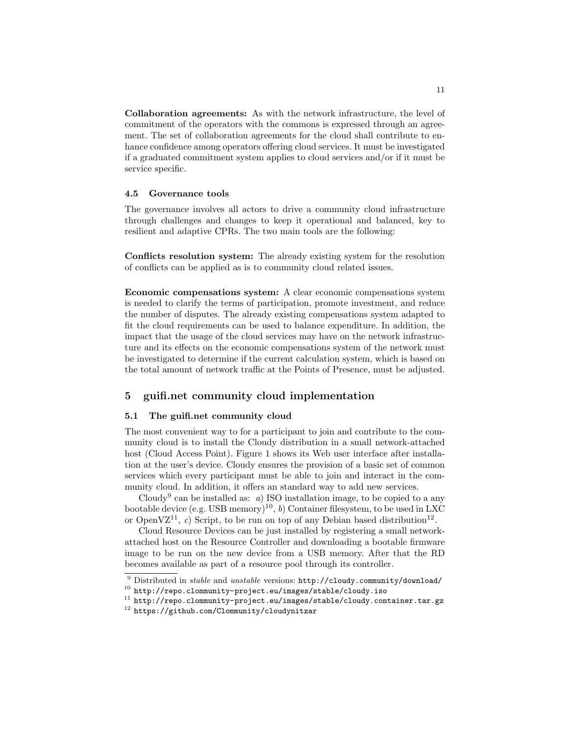**Collaboration agreements:** As with the network infrastructure, the level of commitment of the operators with the commons is expressed through an agreement. The set of collaboration agreements for the cloud shall contribute to enhance confidence among operators offering cloud services. It must be investigated if a graduated commitment system applies to cloud services and/or if it must be service specific.

### 4.5 Governance tools

The governance involves all actors to drive a community cloud infrastructure through challenges and changes to keep it operational and balanced, key to resilient and adaptive CPRs. The two main tools are the following:

**Conflicts resolution system:** The already existing system for the resolution of conflicts can be applied as is to community cloud related issues.

**Economic compensations system:** A clear economic compensations system is needed to clarify the terms of participation, promote investment, and reduce the number of disputes. The already existing compensations system adapted to fit the cloud requirements can be used to balance expenditure. In addition, the impact that the usage of the cloud services may have on the network infrastructure and its effects on the economic compensations system of the network must be investigated to determine if the current calculation system, which is based on the total amount of network traffic at the Points of Presence, must be adjusted.

## 5 guifi.net community cloud implementation

### 5.1 The guifi.net community cloud

The most convenient way to for a participant to join and contribute to the community cloud is to install the Cloudy distribution in a small network-attached host (Cloud Access Point). Figure 1 shows its Web user interface after installation at the user's device. Cloudy ensures the provision of a basic set of common services which every participant must be able to join and interact in the community cloud. In addition, it offers an standard way to add new services.

Cloudy[9] can be installed as: *a*) ISO installation image, to be copied to a any bootable device (e.g. USB memory)[10], *b*) Container filesystem, to be used in LXC or OpenVZ[11], *c*) Script, to be run on top of any Debian based distribution[12].

Cloud Resource Devices can be just installed by registering a small network-attached host on the Resource Controller and downloading a bootable firmware image to be run on the new device from a USB memory. After that the RD becomes available as part of a resource pool through its controller.

---

[9] Distributed in *stable* and *unstable* versions: `http://cloudy.community/download/`

[10] `http://repo.clommunity-project.eu/images/stable/cloudy.iso`

[11] `http://repo.clommunity-project.eu/images/stable/cloudy.container.tar.gz`

[12] `https://github.com/Clommunity/cloudynitzar`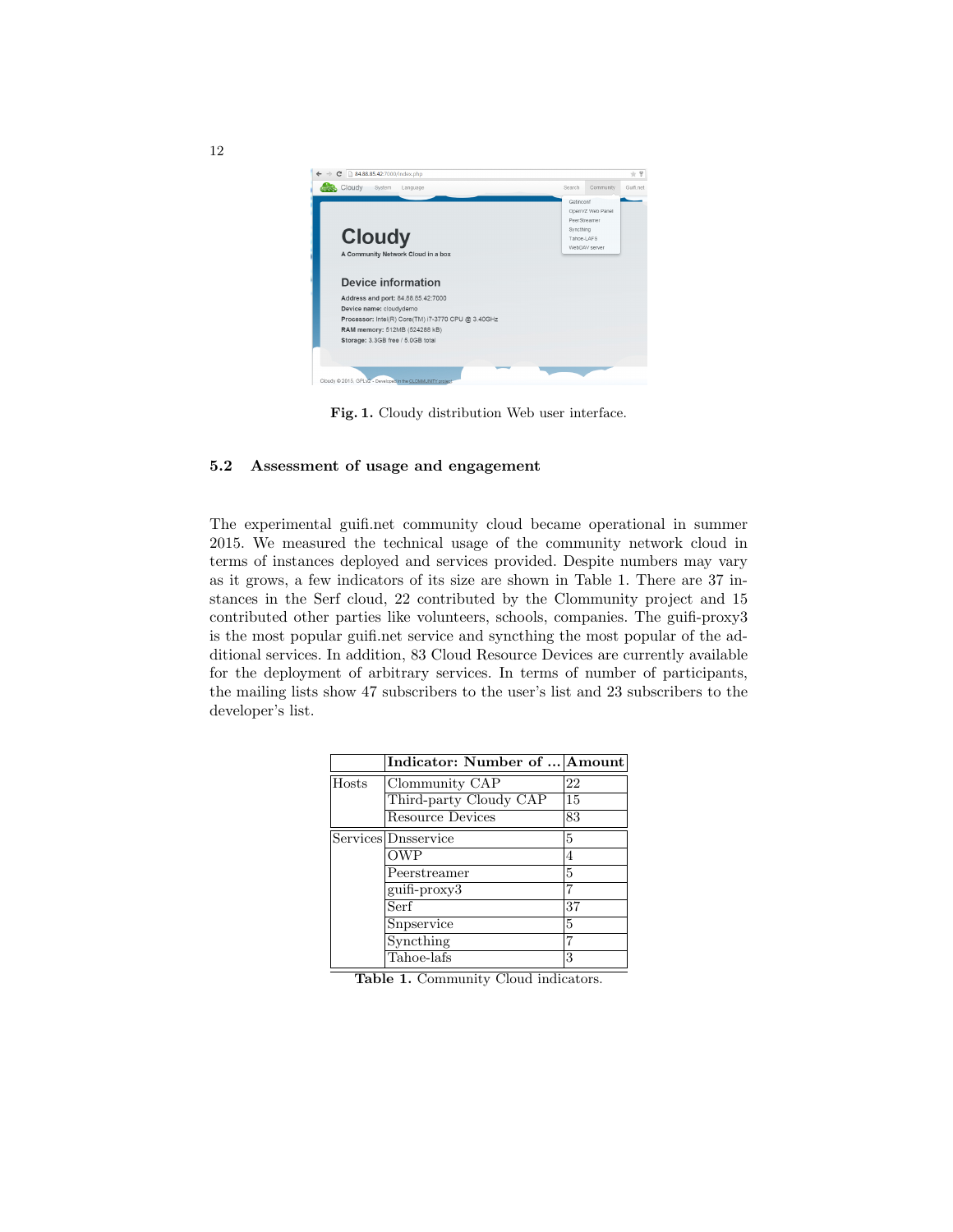Fig. 1. Cloudy distribution Web user interface.

### 5.2 Assessment of usage and engagement

The experimental guifi.net community cloud became operational in summer 2015. We measured the technical usage of the community network cloud in terms of instances deployed and services provided. Despite numbers may vary as it grows, a few indicators of its size are shown in Table 1. There are 37 instances in the Serf cloud, 22 contributed by the Clommunity project and 15 contributed other parties like volunteers, schools, companies. The guifi-proxy3 is the most popular guifi.net service and syncthing the most popular of the additional services. In addition, 83 Cloud Resource Devices are currently available for the deployment of arbitrary services. In terms of number of participants, the mailing lists show 47 subscribers to the user's list and 23 subscribers to the developer's list.

| | Indicator: Number of ... | Amount |
|---|---|---|
| Hosts | Clommunity CAP | 22 |
| | Third-party Cloudy CAP | 15 |
| | Resource Devices | 83 |
| Services | Dnsservice | 5 |
| | OWP | 4 |
| | Peerstreamer | 5 |
| | guifi-proxy3 | 7 |
| | Serf | 37 |
| | Snpservice | 5 |
| | Syncthing | 7 |
| | Tahoe-lafs | 3 |

Table 1. Community Cloud indicators.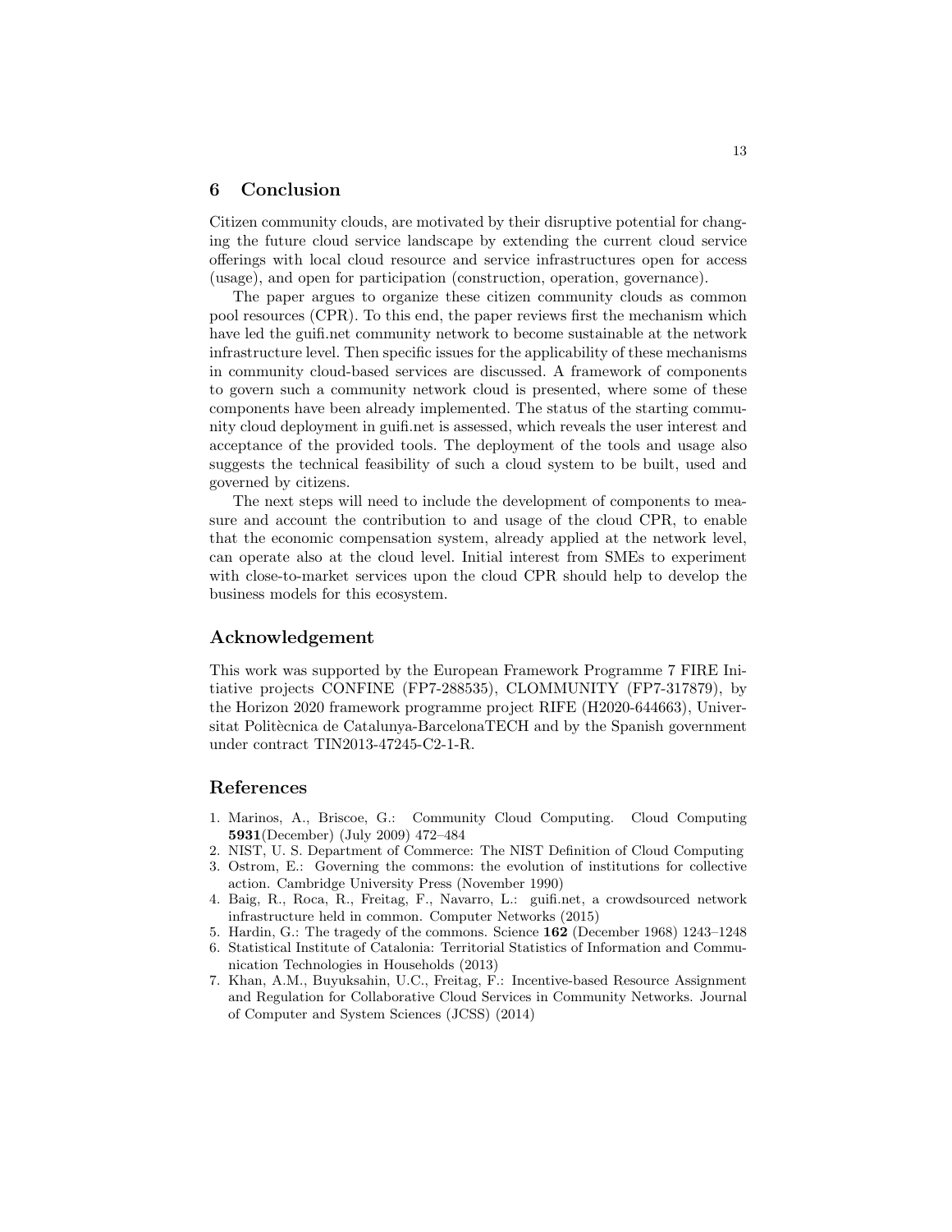## 6 Conclusion

Citizen community clouds, are motivated by their disruptive potential for changing the future cloud service landscape by extending the current cloud service offerings with local cloud resource and service infrastructures open for access (usage), and open for participation (construction, operation, governance).

The paper argues to organize these citizen community clouds as common pool resources (CPR). To this end, the paper reviews first the mechanism which have led the guifi.net community network to become sustainable at the network infrastructure level. Then specific issues for the applicability of these mechanisms in community cloud-based services are discussed. A framework of components to govern such a community network cloud is presented, where some of these components have been already implemented. The status of the starting community cloud deployment in guifi.net is assessed, which reveals the user interest and acceptance of the provided tools. The deployment of the tools and usage also suggests the technical feasibility of such a cloud system to be built, used and governed by citizens.

The next steps will need to include the development of components to measure and account the contribution to and usage of the cloud CPR, to enable that the economic compensation system, already applied at the network level, can operate also at the cloud level. Initial interest from SMEs to experiment with close-to-market services upon the cloud CPR should help to develop the business models for this ecosystem.

## Acknowledgement

This work was supported by the European Framework Programme 7 FIRE Initiative projects CONFINE (FP7-288535), CLOMMUNITY (FP7-317879), by the Horizon 2020 framework programme project RIFE (H2020-644663), Universitat Politècnica de Catalunya-BarcelonaTECH and by the Spanish government under contract TIN2013-47245-C2-1-R.

## References

1. Marinos, A., Briscoe, G.: Community Cloud Computing. Cloud Computing **5931**(December) (July 2009) 472–484
2. NIST, U. S. Department of Commerce: The NIST Definition of Cloud Computing
3. Ostrom, E.: Governing the commons: the evolution of institutions for collective action. Cambridge University Press (November 1990)
4. Baig, R., Roca, R., Freitag, F., Navarro, L.: guifi.net, a crowdsourced network infrastructure held in common. Computer Networks (2015)
5. Hardin, G.: The tragedy of the commons. Science **162** (December 1968) 1243–1248
6. Statistical Institute of Catalonia: Territorial Statistics of Information and Communication Technologies in Households (2013)
7. Khan, A.M., Buyuksahin, U.C., Freitag, F.: Incentive-based Resource Assignment and Regulation for Collaborative Cloud Services in Community Networks. Journal of Computer and System Sciences (JCSS) (2014)